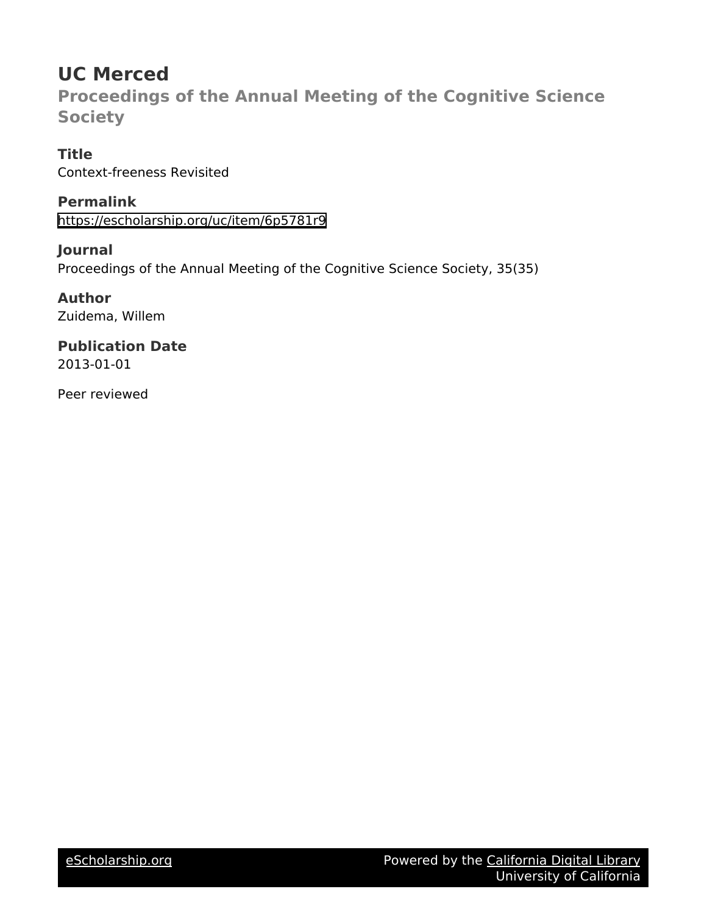# UC Merced

## Proceedings of the Annual Meeting of the Cognitive Science Society

### Title
Context-freeness Revisited

### Permalink
https://escholarship.org/uc/item/6p5781r9

### Journal
Proceedings of the Annual Meeting of the Cognitive Science Society, 35(35)

### Author
Zuidema, Willem

### Publication Date
2013-01-01

Peer reviewed

eScholarship.org

Powered by the California Digital Library
University of California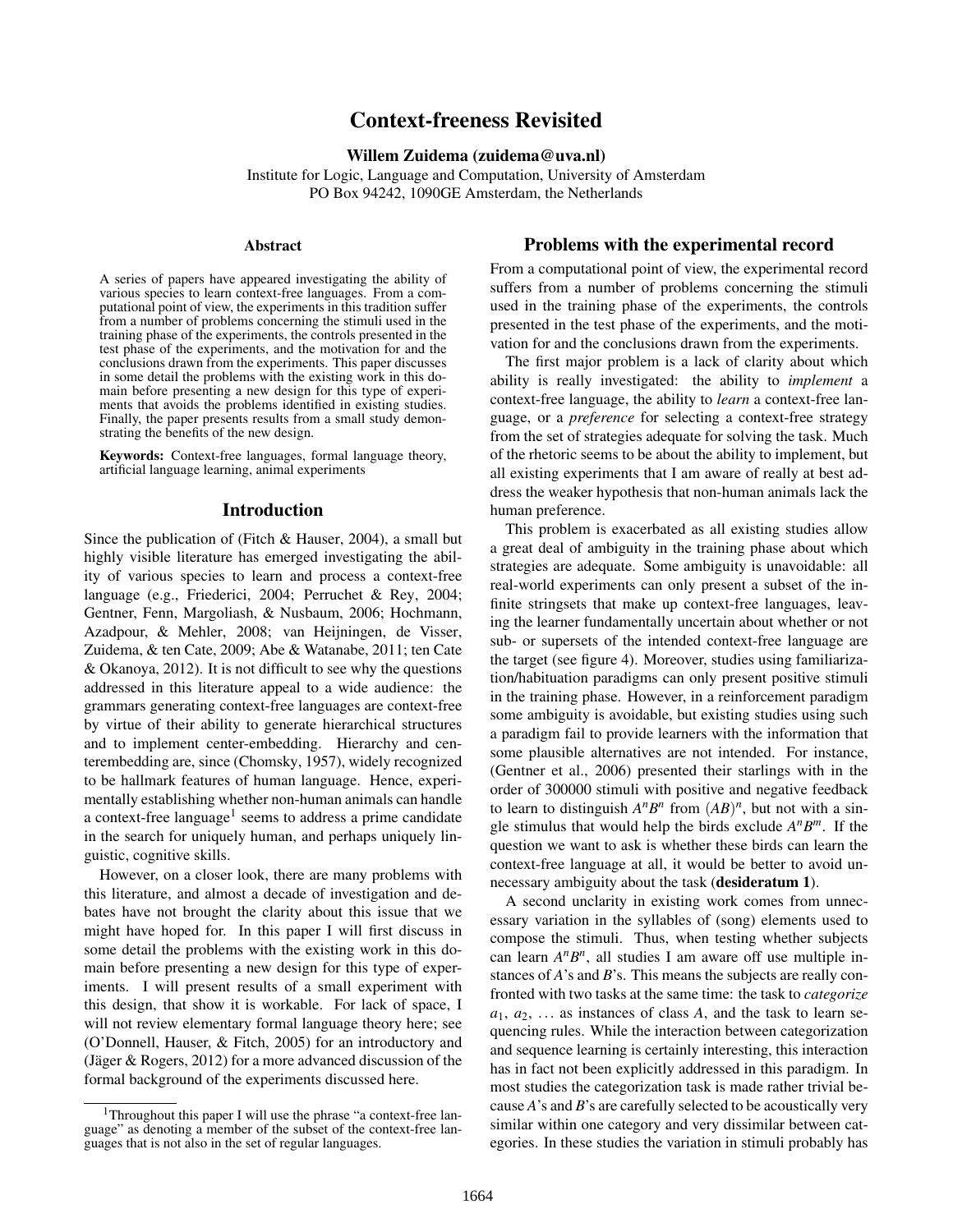# Context-freeness Revisited

**Willem Zuidema (zuidema@uva.nl)**

Institute for Logic, Language and Computation, University of Amsterdam
PO Box 94242, 1090GE Amsterdam, the Netherlands

## Abstract

A series of papers have appeared investigating the ability of various species to learn context-free languages. From a computational point of view, the experiments in this tradition suffer from a number of problems concerning the stimuli used in the training phase of the experiments, the controls presented in the test phase of the experiments, and the motivation for and the conclusions drawn from the experiments. This paper discusses in some detail the problems with the existing work in this domain before presenting a new design for this type of experiments that avoids the problems identified in existing studies. Finally, the paper presents results from a small study demonstrating the benefits of the new design.

**Keywords:** Context-free languages, formal language theory, artificial language learning, animal experiments

## Introduction

Since the publication of (Fitch & Hauser, 2004), a small but highly visible literature has emerged investigating the ability of various species to learn and process a context-free language (e.g., Friederici, 2004; Perruchet & Rey, 2004; Gentner, Fenn, Margoliash, & Nusbaum, 2006; Hochmann, Azadpour, & Mehler, 2008; van Heijningen, de Visser, Zuidema, & ten Cate, 2009; Abe & Watanabe, 2011; ten Cate & Okanoya, 2012). It is not difficult to see why the questions addressed in this literature appeal to a wide audience: the grammars generating context-free languages are context-free by virtue of their ability to generate hierarchical structures and to implement center-embedding. Hierarchy and centerembedding are, since (Chomsky, 1957), widely recognized to be hallmark features of human language. Hence, experimentally establishing whether non-human animals can handle a context-free language[1] seems to address a prime candidate in the search for uniquely human, and perhaps uniquely linguistic, cognitive skills.

However, on a closer look, there are many problems with this literature, and almost a decade of investigation and debates have not brought the clarity about this issue that we might have hoped for. In this paper I will first discuss in some detail the problems with the existing work in this domain before presenting a new design for this type of experiments. I will present results of a small experiment with this design, that show it is workable. For lack of space, I will not review elementary formal language theory here; see (O'Donnell, Hauser, & Fitch, 2005) for an introductory and (Jäger & Rogers, 2012) for a more advanced discussion of the formal background of the experiments discussed here.

[1] Throughout this paper I will use the phrase "a context-free language" as denoting a member of the subset of the context-free languages that is not also in the set of regular languages.

## Problems with the experimental record

From a computational point of view, the experimental record suffers from a number of problems concerning the stimuli used in the training phase of the experiments, the controls presented in the test phase of the experiments, and the motivation for and the conclusions drawn from the experiments.

The first major problem is a lack of clarity about which ability is really investigated: the ability to *implement* a context-free language, the ability to *learn* a context-free language, or a *preference* for selecting a context-free strategy from the set of strategies adequate for solving the task. Much of the rhetoric seems to be about the ability to implement, but all existing experiments that I am aware of really at best address the weaker hypothesis that non-human animals lack the human preference.

This problem is exacerbated as all existing studies allow a great deal of ambiguity in the training phase about which strategies are adequate. Some ambiguity is unavoidable: all real-world experiments can only present a subset of the infinite stringsets that make up context-free languages, leaving the learner fundamentally uncertain about whether or not sub- or supersets of the intended context-free language are the target (see figure 4). Moreover, studies using familiarization/habituation paradigms can only present positive stimuli in the training phase. However, in a reinforcement paradigm some ambiguity is avoidable, but existing studies using such a paradigm fail to provide learners with the information that some plausible alternatives are not intended. For instance, (Gentner et al., 2006) presented their starlings with in the order of 300000 stimuli with positive and negative feedback to learn to distinguish $A^nB^n$ from $(AB)^n$, but not with a single stimulus that would help the birds exclude $A^nB^m$. If the question we want to ask is whether these birds can learn the context-free language at all, it would be better to avoid unnecessary ambiguity about the task (**desideratum 1**).

A second unclarity in existing work comes from unnecessary variation in the syllables of (song) elements used to compose the stimuli. Thus, when testing whether subjects can learn $A^nB^n$, all studies I am aware off use multiple instances of $A$'s and $B$'s. This means the subjects are really confronted with two tasks at the same time: the task to *categorize* $a_1$, $a_2$, ... as instances of class $A$, and the task to learn sequencing rules. While the interaction between categorization and sequence learning is certainly interesting, this interaction has in fact not been explicitly addressed in this paradigm. In most studies the categorization task is made rather trivial because $A$'s and $B$'s are carefully selected to be acoustically very similar within one category and very dissimilar between categories. In these studies the variation in stimuli probably has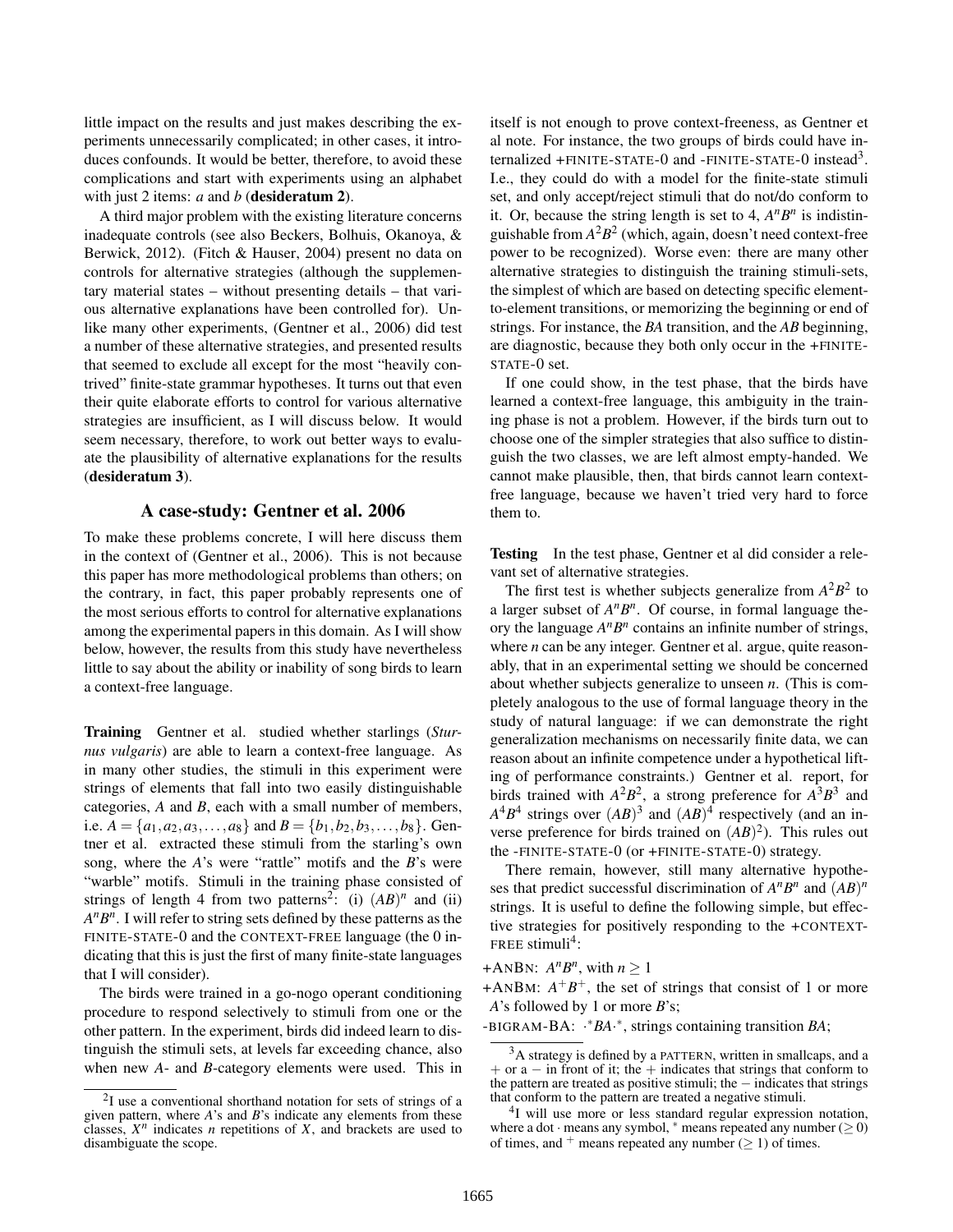little impact on the results and just makes describing the experiments unnecessarily complicated; in other cases, it introduces confounds. It would be better, therefore, to avoid these complications and start with experiments using an alphabet with just 2 items: *a* and *b* (**desideratum 2**).

A third major problem with the existing literature concerns inadequate controls (see also Beckers, Bolhuis, Okanoya, & Berwick, 2012). (Fitch & Hauser, 2004) present no data on controls for alternative strategies (although the supplementary material states – without presenting details – that various alternative explanations have been controlled for). Unlike many other experiments, (Gentner et al., 2006) did test a number of these alternative strategies, and presented results that seemed to exclude all except for the most "heavily contrived" finite-state grammar hypotheses. It turns out that even their quite elaborate efforts to control for various alternative strategies are insufficient, as I will discuss below. It would seem necessary, therefore, to work out better ways to evaluate the plausibility of alternative explanations for the results (**desideratum 3**).

## A case-study: Gentner et al. 2006

To make these problems concrete, I will here discuss them in the context of (Gentner et al., 2006). This is not because this paper has more methodological problems than others; on the contrary, in fact, this paper probably represents one of the most serious efforts to control for alternative explanations among the experimental papers in this domain. As I will show below, however, the results from this study have nevertheless little to say about the ability or inability of song birds to learn a context-free language.

**Training** Gentner et al. studied whether starlings (*Sturnus vulgaris*) are able to learn a context-free language. As in many other studies, the stimuli in this experiment were strings of elements that fall into two easily distinguishable categories, *A* and *B*, each with a small number of members, i.e. $A = \{a_1, a_2, a_3, \ldots, a_8\}$ and $B = \{b_1, b_2, b_3, \ldots, b_8\}$. Gentner et al. extracted these stimuli from the starling's own song, where the *A*'s were "rattle" motifs and the *B*'s were "warble" motifs. Stimuli in the training phase consisted of strings of length 4 from two patterns[2]: (i) $(AB)^n$ and (ii) $A^nB^n$. I will refer to string sets defined by these patterns as the FINITE-STATE-0 and the CONTEXT-FREE language (the 0 indicating that this is just the first of many finite-state languages that I will consider).

The birds were trained in a go-nogo operant conditioning procedure to respond selectively to stimuli from one or the other pattern. In the experiment, birds did indeed learn to distinguish the stimuli sets, at levels far exceeding chance, also when new *A*- and *B*-category elements were used. This in itself is not enough to prove context-freeness, as Gentner et al note. For instance, the two groups of birds could have internalized +FINITE-STATE-0 and -FINITE-STATE-0 instead[3]. I.e., they could do with a model for the finite-state stimuli set, and only accept/reject stimuli that do not/do conform to it. Or, because the string length is set to 4, $A^nB^n$ is indistinguishable from $A^2B^2$ (which, again, doesn't need context-free power to be recognized). Worse even: there are many other alternative strategies to distinguish the training stimuli-sets, the simplest of which are based on detecting specific element-to-element transitions, or memorizing the beginning or end of strings. For instance, the *BA* transition, and the *AB* beginning, are diagnostic, because they both only occur in the +FINITE-STATE-0 set.

If one could show, in the test phase, that the birds have learned a context-free language, this ambiguity in the training phase is not a problem. However, if the birds turn out to choose one of the simpler strategies that also suffice to distinguish the two classes, we are left almost empty-handed. We cannot make plausible, then, that birds cannot learn context-free language, because we haven't tried very hard to force them to.

**Testing** In the test phase, Gentner et al did consider a relevant set of alternative strategies.

The first test is whether subjects generalize from $A^2B^2$ to a larger subset of $A^nB^n$. Of course, in formal language theory the language $A^nB^n$ contains an infinite number of strings, where *n* can be any integer. Gentner et al. argue, quite reasonably, that in an experimental setting we should be concerned about whether subjects generalize to unseen *n*. (This is completely analogous to the use of formal language theory in the study of natural language: if we can demonstrate the right generalization mechanisms on necessarily finite data, we can reason about an infinite competence under a hypothetical lifting of performance constraints.) Gentner et al. report, for birds trained with $A^2B^2$, a strong preference for $A^3B^3$ and $A^4B^4$ strings over $(AB)^3$ and $(AB)^4$ respectively (and an inverse preference for birds trained on $(AB)^2$). This rules out the -FINITE-STATE-0 (or +FINITE-STATE-0) strategy.

There remain, however, still many alternative hypotheses that predict successful discrimination of $A^nB^n$ and $(AB)^n$ strings. It is useful to define the following simple, but effective strategies for positively responding to the +CONTEXT-FREE stimuli[4]:

+ANBN: $A^nB^n$, with $n \geq 1$

+ANBM: $A^+B^+$, the set of strings that consist of 1 or more *A*'s followed by 1 or more *B*'s;

-BIGRAM-BA: $\cdot^*BA\cdot^*$, strings containing transition *BA*;

[2] I use a conventional shorthand notation for sets of strings of a given pattern, where *A*'s and *B*'s indicate any elements from these classes, $X^n$ indicates *n* repetitions of *X*, and brackets are used to disambiguate the scope.

[3] A strategy is defined by a PATTERN, written in smallcaps, and a + or a − in front of it; the + indicates that strings that conform to the pattern are treated as positive stimuli; the − indicates that strings that conform to the pattern are treated a negative stimuli.

[4] I will use more or less standard regular expression notation, where a dot · means any symbol, * means repeated any number (≥ 0) of times, and + means repeated any number (≥ 1) of times.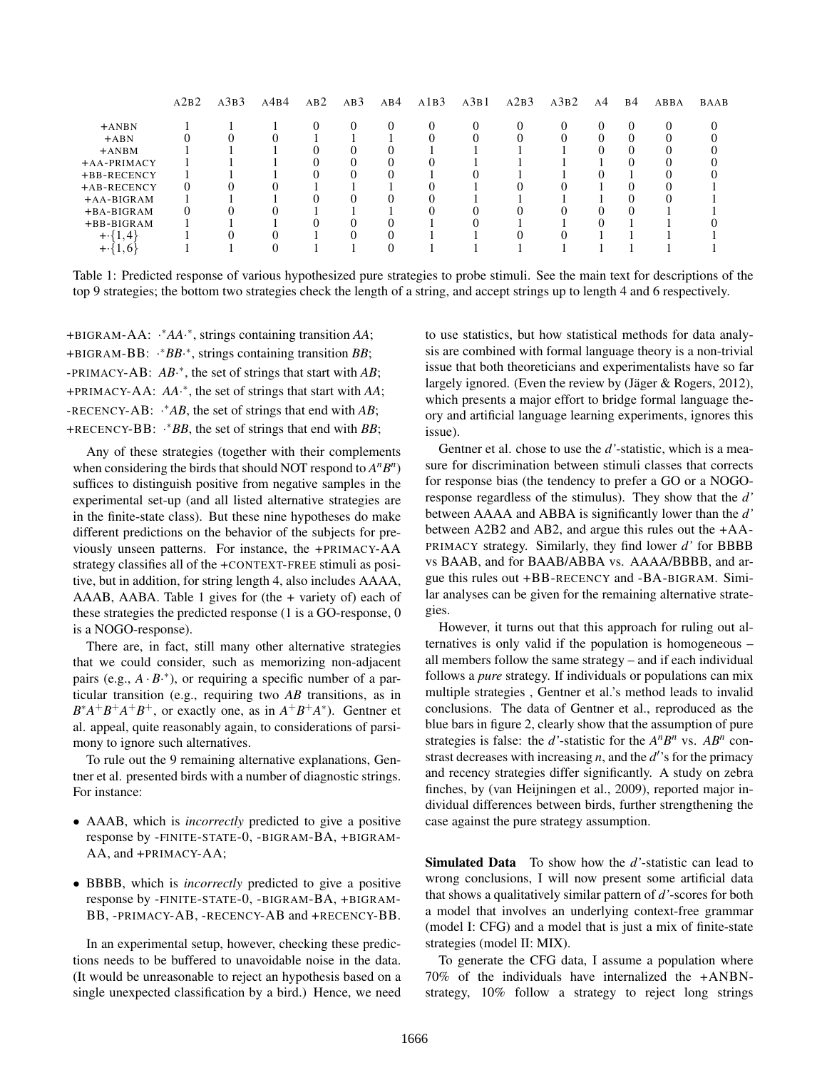|  | A2B2 | A3B3 | A4B4 | AB2 | AB3 | AB4 | A1B3 | A3B1 | A2B3 | A3B2 | A4 | B4 | ABBA | BAAB |
|---|---|---|---|---|---|---|---|---|---|---|---|---|---|---|
| +ANBN | 1 | 1 | 1 | 0 | 0 | 0 | 0 | 0 | 0 | 0 | 0 | 0 | 0 | 0 |
| +ABN | 0 | 0 | 0 | 1 | 1 | 1 | 0 | 0 | 0 | 0 | 0 | 0 | 0 | 0 |
| +ANBM | 1 | 1 | 1 | 0 | 0 | 0 | 1 | 1 | 1 | 1 | 0 | 0 | 0 | 0 |
| +AA-PRIMACY | 1 | 1 | 1 | 0 | 0 | 0 | 0 | 1 | 1 | 1 | 1 | 0 | 0 | 0 |
| +BB-RECENCY | 1 | 1 | 1 | 0 | 0 | 0 | 1 | 0 | 1 | 1 | 0 | 1 | 0 | 0 |
| +AB-RECENCY | 0 | 0 | 0 | 1 | 1 | 1 | 0 | 1 | 0 | 0 | 1 | 0 | 0 | 1 |
| +AA-BIGRAM | 1 | 1 | 1 | 0 | 0 | 0 | 0 | 1 | 1 | 1 | 1 | 0 | 0 | 1 |
| +BA-BIGRAM | 0 | 0 | 0 | 1 | 1 | 1 | 0 | 0 | 0 | 0 | 0 | 0 | 1 | 1 |
| +BB-BIGRAM | 1 | 1 | 1 | 0 | 0 | 0 | 1 | 0 | 1 | 1 | 0 | 1 | 1 | 0 |
| $+\cdot\{1,4\}$ | 1 | 0 | 0 | 1 | 0 | 0 | 1 | 1 | 0 | 0 | 1 | 1 | 1 | 1 |
| $+\cdot\{1,6\}$ | 1 | 1 | 0 | 1 | 1 | 0 | 1 | 1 | 1 | 1 | 1 | 1 | 1 | 1 |

Table 1: Predicted response of various hypothesized pure strategies to probe stimuli. See the main text for descriptions of the top 9 strategies; the bottom two strategies check the length of a string, and accept strings up to length 4 and 6 respectively.

+BIGRAM-AA: $\cdot^*AA\cdot^*$, strings containing transition *AA*;
+BIGRAM-BB: $\cdot^*BB\cdot^*$, strings containing transition *BB*;
-PRIMACY-AB: $AB\cdot^*$, the set of strings that start with *AB*;
+PRIMACY-AA: $AA\cdot^*$, the set of strings that start with *AA*;
-RECENCY-AB: $\cdot^*AB$, the set of strings that end with *AB*;
+RECENCY-BB: $\cdot^*BB$, the set of strings that end with *BB*;

Any of these strategies (together with their complements when considering the birds that should NOT respond to $A^nB^n$) suffices to distinguish positive from negative samples in the experimental set-up (and all listed alternative strategies are in the finite-state class). But these nine hypotheses do make different predictions on the behavior of the subjects for previously unseen patterns. For instance, the +PRIMACY-AA strategy classifies all of the +CONTEXT-FREE stimuli as positive, but in addition, for string length 4, also includes AAAA, AAAB, AABA. Table 1 gives for (the + variety of) each of these strategies the predicted response (1 is a GO-response, 0 is a NOGO-response).

There are, in fact, still many other alternative strategies that we could consider, such as memorizing non-adjacent pairs (e.g., $A\cdot B\cdot^*$), or requiring a specific number of a particular transition (e.g., requiring two *AB* transitions, as in $B^*A^+B^+A^+B^+$, or exactly one, as in $A^+B^+A^*$). Gentner et al. appeal, quite reasonably again, to considerations of parsimony to ignore such alternatives.

To rule out the 9 remaining alternative explanations, Gentner et al. presented birds with a number of diagnostic strings. For instance:

- AAAB, which is *incorrectly* predicted to give a positive response by -FINITE-STATE-0, -BIGRAM-BA, +BIGRAM-AA, and +PRIMACY-AA;
- BBBB, which is *incorrectly* predicted to give a positive response by -FINITE-STATE-0, -BIGRAM-BA, +BIGRAM-BB, -PRIMACY-AB, -RECENCY-AB and +RECENCY-BB.

In an experimental setup, however, checking these predictions needs to be buffered to unavoidable noise in the data. (It would be unreasonable to reject an hypothesis based on a single unexpected classification by a bird.) Hence, we need to use statistics, but how statistical methods for data analysis are combined with formal language theory is a non-trivial issue that both theoreticians and experimentalists have so far largely ignored. (Even the review by (Jäger & Rogers, 2012), which presents a major effort to bridge formal language theory and artificial language learning experiments, ignores this issue).

Gentner et al. chose to use the *d'*-statistic, which is a measure for discrimination between stimuli classes that corrects for response bias (the tendency to prefer a GO or a NOGO-response regardless of the stimulus). They show that the *d'* between AAAA and ABBA is significantly lower than the *d'* between A2B2 and AB2, and argue this rules out the +AA-PRIMACY strategy. Similarly, they find lower *d'* for BBBB vs BAAB, and for BAAB/ABBA vs. AAAA/BBBB, and argue this rules out +BB-RECENCY and -BA-BIGRAM. Similar analyses can be given for the remaining alternative strategies.

However, it turns out that this approach for ruling out alternatives is only valid if the population is homogeneous – all members follow the same strategy – and if each individual follows a *pure* strategy. If individuals or populations can mix multiple strategies , Gentner et al.'s method leads to invalid conclusions. The data of Gentner et al., reproduced as the blue bars in figure 2, clearly show that the assumption of pure strategies is false: the *d'*-statistic for the $A^nB^n$ vs. $AB^n$ constrast decreases with increasing $n$, and the $d'$'s for the primacy and recency strategies differ significantly. A study on zebra finches, by (van Heijningen et al., 2009), reported major individual differences between birds, further strengthening the case against the pure strategy assumption.

**Simulated Data** To show how the *d'*-statistic can lead to wrong conclusions, I will now present some artificial data that shows a qualitatively similar pattern of *d'*-scores for both a model that involves an underlying context-free grammar (model I: CFG) and a model that is just a mix of finite-state strategies (model II: MIX).

To generate the CFG data, I assume a population where 70% of the individuals have internalized the +ANBN-strategy, 10% follow a strategy to reject long strings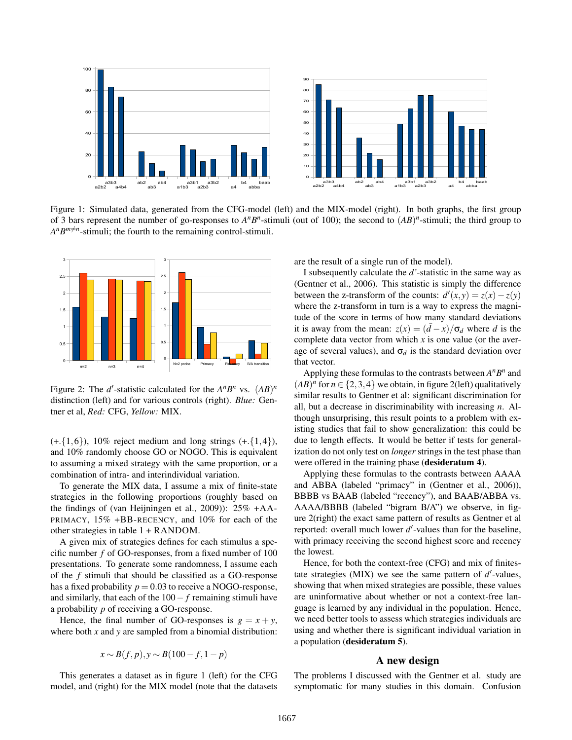Figure 1: Simulated data, generated from the CFG-model (left) and the MIX-model (right). In both graphs, the first group of 3 bars represent the number of go-responses to $A^nB^n$-stimuli (out of 100); the second to $(AB)^n$-stimuli; the third group to $A^nB^{m \neq n}$-stimuli; the fourth to the remaining control-stimuli.

Figure 2: The $d'$-statistic calculated for the $A^nB^n$ vs. $(AB)^n$ distinction (left) and for various controls (right). *Blue:* Gentner et al, *Red:* CFG, *Yellow:* MIX.

(+.{1,6}), 10% reject medium and long strings (+.{1,4}), and 10% randomly choose GO or NOGO. This is equivalent to assuming a mixed strategy with the same proportion, or a combination of intra- and interindividual variation.

To generate the MIX data, I assume a mix of finite-state strategies in the following proportions (roughly based on the findings of (van Heijningen et al., 2009)): 25% +AA-PRIMACY, 15% +BB-RECENCY, and 10% for each of the other strategies in table 1 + RANDOM.

A given mix of strategies defines for each stimulus a specific number $f$ of GO-responses, from a fixed number of 100 presentations. To generate some randomness, I assume each of the $f$ stimuli that should be classified as a GO-response has a fixed probability $p = 0.03$ to receive a NOGO-response, and similarly, that each of the $100 - f$ remaining stimuli have a probability $p$ of receiving a GO-response.

Hence, the final number of GO-responses is $g = x + y$, where both $x$ and $y$ are sampled from a binomial distribution:

$$x \sim B(f, p), y \sim B(100 - f, 1 - p)$$

This generates a dataset as in figure 1 (left) for the CFG model, and (right) for the MIX model (note that the datasets are the result of a single run of the model).

I subsequently calculate the *d'*-statistic in the same way as (Gentner et al., 2006). This statistic is simply the difference between the z-transform of the counts: $d'(x, y) = z(x) - z(y)$ where the z-transform in turn is a way to express the magnitude of the score in terms of how many standard deviations it is away from the mean: $z(x) = (\bar{d} - x)/\sigma_d$ where $d$ is the complete data vector from which $x$ is one value (or the average of several values), and $\sigma_d$ is the standard deviation over that vector.

Applying these formulas to the contrasts between $A^nB^n$ and $(AB)^n$ for $n \in \{2, 3, 4\}$ we obtain, in figure 2(left) qualitatively similar results to Gentner et al: significant discrimination for all, but a decrease in discriminability with increasing $n$. Although unsurprising, this result points to a problem with existing studies that fail to show generalization: this could be due to length effects. It would be better if tests for generalization do not only test on *longer* strings in the test phase than were offered in the training phase (**desideratum 4**).

Applying these formulas to the contrasts between AAAA and ABBA (labeled "primacy" in (Gentner et al., 2006)), BBBB vs BAAB (labeled "recency"), and BAAB/ABBA vs. AAAA/BBBB (labeled "bigram B/A") we observe, in figure 2(right) the exact same pattern of results as Gentner et al reported: overall much lower $d'$-values than for the baseline, with primacy receiving the second highest score and recency the lowest.

Hence, for both the context-free (CFG) and mix of finite-state strategies (MIX) we see the same pattern of $d'$-values, showing that when mixed strategies are possible, these values are uninformative about whether or not a context-free language is learned by any individual in the population. Hence, we need better tools to assess which strategies individuals are using and whether there is significant individual variation in a population (**desideratum 5**).

## A new design

The problems I discussed with the Gentner et al. study are symptomatic for many studies in this domain. Confusion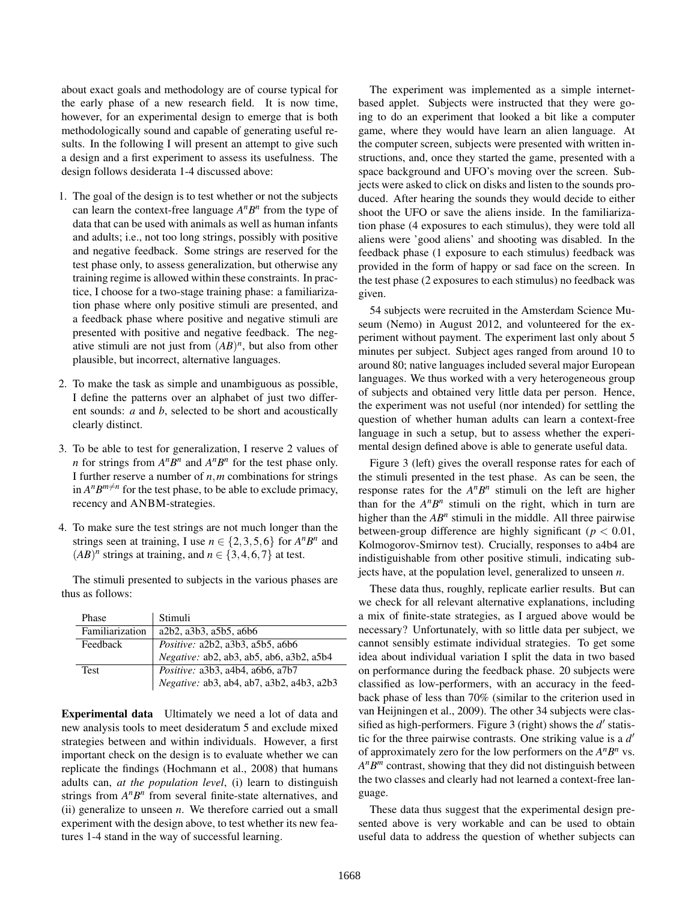about exact goals and methodology are of course typical for the early phase of a new research field. It is now time, however, for an experimental design to emerge that is both methodologically sound and capable of generating useful results. In the following I will present an attempt to give such a design and a first experiment to assess its usefulness. The design follows desiderata 1-4 discussed above:

1. The goal of the design is to test whether or not the subjects can learn the context-free language $A^nB^n$ from the type of data that can be used with animals as well as human infants and adults; i.e., not too long strings, possibly with positive and negative feedback. Some strings are reserved for the test phase only, to assess generalization, but otherwise any training regime is allowed within these constraints. In practice, I choose for a two-stage training phase: a familiarization phase where only positive stimuli are presented, and a feedback phase where positive and negative stimuli are presented with positive and negative feedback. The negative stimuli are not just from $(AB)^n$, but also from other plausible, but incorrect, alternative languages.
2. To make the task as simple and unambiguous as possible, I define the patterns over an alphabet of just two different sounds: *a* and *b*, selected to be short and acoustically clearly distinct.
3. To be able to test for generalization, I reserve 2 values of $n$ for strings from $A^nB^n$ and $A^nB^n$ for the test phase only. I further reserve a number of $n,m$ combinations for strings in $A^nB^{m \neq n}$ for the test phase, to be able to exclude primacy, recency and ANBM-strategies.
4. To make sure the test strings are not much longer than the strings seen at training, I use $n \in \{2,3,5,6\}$ for $A^nB^n$ and $(AB)^n$ strings at training, and $n \in \{3,4,6,7\}$ at test.

The stimuli presented to subjects in the various phases are thus as follows:

| Phase | Stimuli |
|---|---|
| Familiarization | a2b2, a3b3, a5b5, a6b6 |
| Feedback | *Positive:* a2b2, a3b3, a5b5, a6b6 |
| | *Negative:* ab2, ab3, ab5, ab6, a3b2, a5b4 |
| Test | *Positive:* a3b3, a4b4, a6b6, a7b7 |
| | *Negative:* ab3, ab4, ab7, a3b2, a4b3, a2b3 |

**Experimental data** Ultimately we need a lot of data and new analysis tools to meet desideratum 5 and exclude mixed strategies between and within individuals. However, a first important check on the design is to evaluate whether we can replicate the findings (Hochmann et al., 2008) that humans adults can, *at the population level*, (i) learn to distinguish strings from $A^nB^n$ from several finite-state alternatives, and (ii) generalize to unseen $n$. We therefore carried out a small experiment with the design above, to test whether its new features 1-4 stand in the way of successful learning.

The experiment was implemented as a simple internet-based applet. Subjects were instructed that they were going to do an experiment that looked a bit like a computer game, where they would have learn an alien language. At the computer screen, subjects were presented with written instructions, and, once they started the game, presented with a space background and UFO's moving over the screen. Subjects were asked to click on disks and listen to the sounds produced. After hearing the sounds they would decide to either shoot the UFO or save the aliens inside. In the familiarization phase (4 exposures to each stimulus), they were told all aliens were 'good aliens' and shooting was disabled. In the feedback phase (1 exposure to each stimulus) feedback was provided in the form of happy or sad face on the screen. In the test phase (2 exposures to each stimulus) no feedback was given.

54 subjects were recruited in the Amsterdam Science Museum (Nemo) in August 2012, and volunteered for the experiment without payment. The experiment last only about 5 minutes per subject. Subject ages ranged from around 10 to around 80; native languages included several major European languages. We thus worked with a very heterogeneous group of subjects and obtained very little data per person. Hence, the experiment was not useful (nor intended) for settling the question of whether human adults can learn a context-free language in such a setup, but to assess whether the experimental design defined above is able to generate useful data.

Figure 3 (left) gives the overall response rates for each of the stimuli presented in the test phase. As can be seen, the response rates for the $A^nB^n$ stimuli on the left are higher than for the $A^nB^n$ stimuli on the right, which in turn are higher than the $AB^n$ stimuli in the middle. All three pairwise between-group difference are highly significant ($p < 0.01$, Kolmogorov-Smirnov test). Crucially, responses to a4b4 are indistinguishable from other positive stimuli, indicating subjects have, at the population level, generalized to unseen $n$.

These data thus, roughly, replicate earlier results. But can we check for all relevant alternative explanations, including a mix of finite-state strategies, as I argued above would be necessary? Unfortunately, with so little data per subject, we cannot sensibly estimate individual strategies. To get some idea about individual variation I split the data in two based on performance during the feedback phase. 20 subjects were classified as low-performers, with an accuracy in the feedback phase of less than 70% (similar to the criterion used in van Heijningen et al., 2009). The other 34 subjects were classified as high-performers. Figure 3 (right) shows the $d'$ statistic for the three pairwise contrasts. One striking value is a $d'$ of approximately zero for the low performers on the $A^nB^n$ vs. $A^nB^m$ contrast, showing that they did not distinguish between the two classes and clearly had not learned a context-free language.

These data thus suggest that the experimental design presented above is very workable and can be used to obtain useful data to address the question of whether subjects can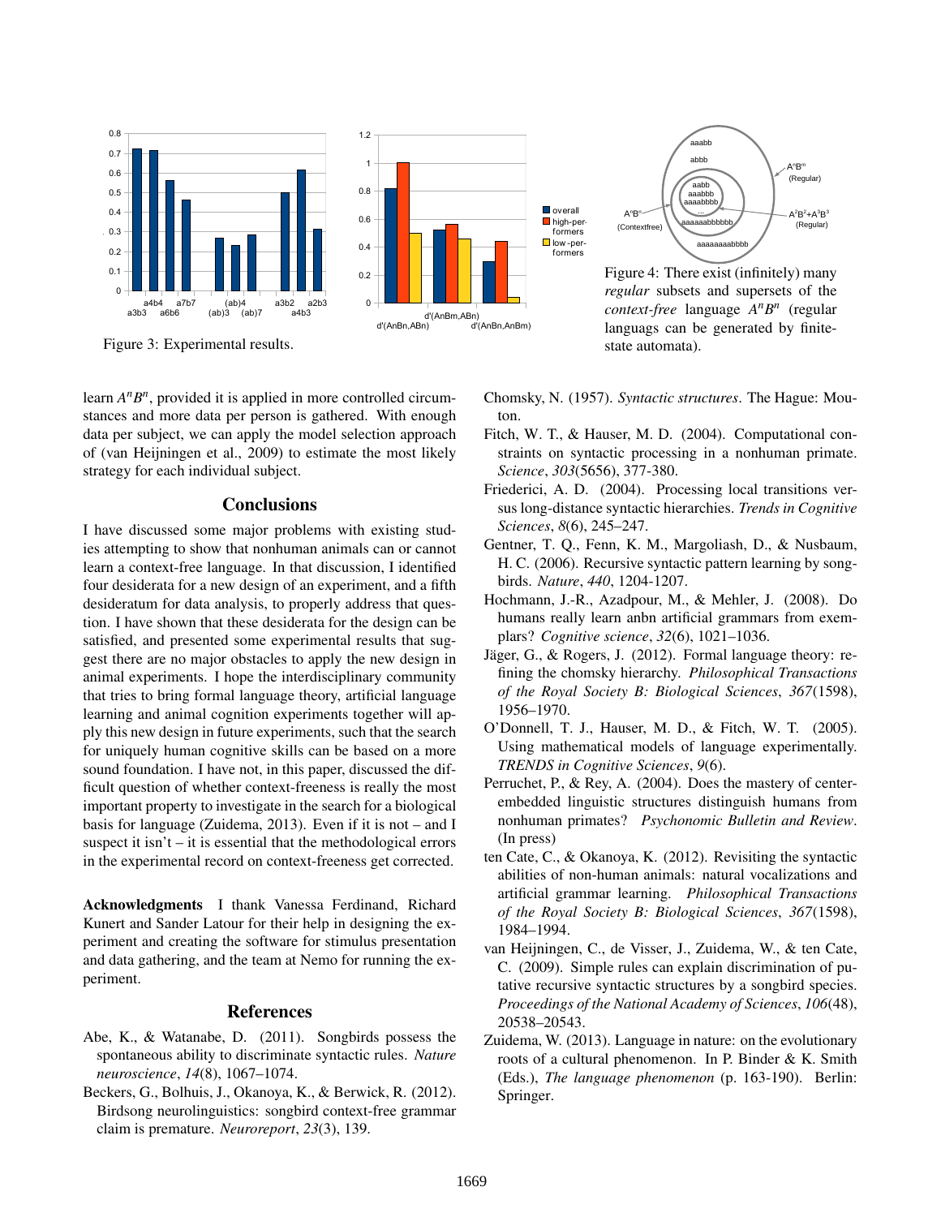0.8
0.7
0.6
0.5
0.4
0.3
0.2
0.1
0

a3b3 a4b4 a6b6 a7b7 (ab)3 (ab)4 (ab)7 a3b2 a4b3 a2b3

1.2
1
0.8
0.6
0.4
0.2
0

d'(AnBn,ABn) d'(AnBm,ABn) d'(AnBn,AnBm)

overall
high-performers
low-performers

Figure 3: Experimental results.

aaabb
abbb
aabb
aaabbb
aaaabbbb
...
aaaaaabbbbbb
aaaaaaaabbbb

$A^nB^m$ (Regular)
$A^nB^n$ (Contextfree)
$A^2B^2+A^3B^3$ (Regular)

Figure 4: There exist (infinitely) many *regular* subsets and supersets of the *context-free* language $A^nB^n$ (regular languags can be generated by finite-state automata).

learn $A^nB^n$, provided it is applied in more controlled circumstances and more data per person is gathered. With enough data per subject, we can apply the model selection approach of (van Heijningen et al., 2009) to estimate the most likely strategy for each individual subject.

## Conclusions

I have discussed some major problems with existing studies attempting to show that nonhuman animals can or cannot learn a context-free language. In that discussion, I identified four desiderata for a new design of an experiment, and a fifth desideratum for data analysis, to properly address that question. I have shown that these desiderata for the design can be satisfied, and presented some experimental results that suggest there are no major obstacles to apply the new design in animal experiments. I hope the interdisciplinary community that tries to bring formal language theory, artificial language learning and animal cognition experiments together will apply this new design in future experiments, such that the search for uniquely human cognitive skills can be based on a more sound foundation. I have not, in this paper, discussed the difficult question of whether context-freeness is really the most important property to investigate in the search for a biological basis for language (Zuidema, 2013). Even if it is not – and I suspect it isn't – it is essential that the methodological errors in the experimental record on context-freeness get corrected.

**Acknowledgments** I thank Vanessa Ferdinand, Richard Kunert and Sander Latour for their help in designing the experiment and creating the software for stimulus presentation and data gathering, and the team at Nemo for running the experiment.

## References

Abe, K., & Watanabe, D. (2011). Songbirds possess the spontaneous ability to discriminate syntactic rules. *Nature neuroscience*, *14*(8), 1067–1074.

Beckers, G., Bolhuis, J., Okanoya, K., & Berwick, R. (2012). Birdsong neurolinguistics: songbird context-free grammar claim is premature. *Neuroreport*, *23*(3), 139.

Chomsky, N. (1957). *Syntactic structures*. The Hague: Mouton.

Fitch, W. T., & Hauser, M. D. (2004). Computational constraints on syntactic processing in a nonhuman primate. *Science*, *303*(5656), 377-380.

Friederici, A. D. (2004). Processing local transitions versus long-distance syntactic hierarchies. *Trends in Cognitive Sciences*, *8*(6), 245–247.

Gentner, T. Q., Fenn, K. M., Margoliash, D., & Nusbaum, H. C. (2006). Recursive syntactic pattern learning by songbirds. *Nature*, *440*, 1204-1207.

Hochmann, J.-R., Azadpour, M., & Mehler, J. (2008). Do humans really learn anbn artificial grammars from exemplars? *Cognitive science*, *32*(6), 1021–1036.

Jäger, G., & Rogers, J. (2012). Formal language theory: refining the chomsky hierarchy. *Philosophical Transactions of the Royal Society B: Biological Sciences*, *367*(1598), 1956–1970.

O'Donnell, T. J., Hauser, M. D., & Fitch, W. T. (2005). Using mathematical models of language experimentally. *TRENDS in Cognitive Sciences*, *9*(6).

Perruchet, P., & Rey, A. (2004). Does the mastery of center-embedded linguistic structures distinguish humans from nonhuman primates? *Psychonomic Bulletin and Review*. (In press)

ten Cate, C., & Okanoya, K. (2012). Revisiting the syntactic abilities of non-human animals: natural vocalizations and artificial grammar learning. *Philosophical Transactions of the Royal Society B: Biological Sciences*, *367*(1598), 1984–1994.

van Heijningen, C., de Visser, J., Zuidema, W., & ten Cate, C. (2009). Simple rules can explain discrimination of putative recursive syntactic structures by a songbird species. *Proceedings of the National Academy of Sciences*, *106*(48), 20538–20543.

Zuidema, W. (2013). Language in nature: on the evolutionary roots of a cultural phenomenon. In P. Binder & K. Smith (Eds.), *The language phenomenon* (p. 163-190). Berlin: Springer.